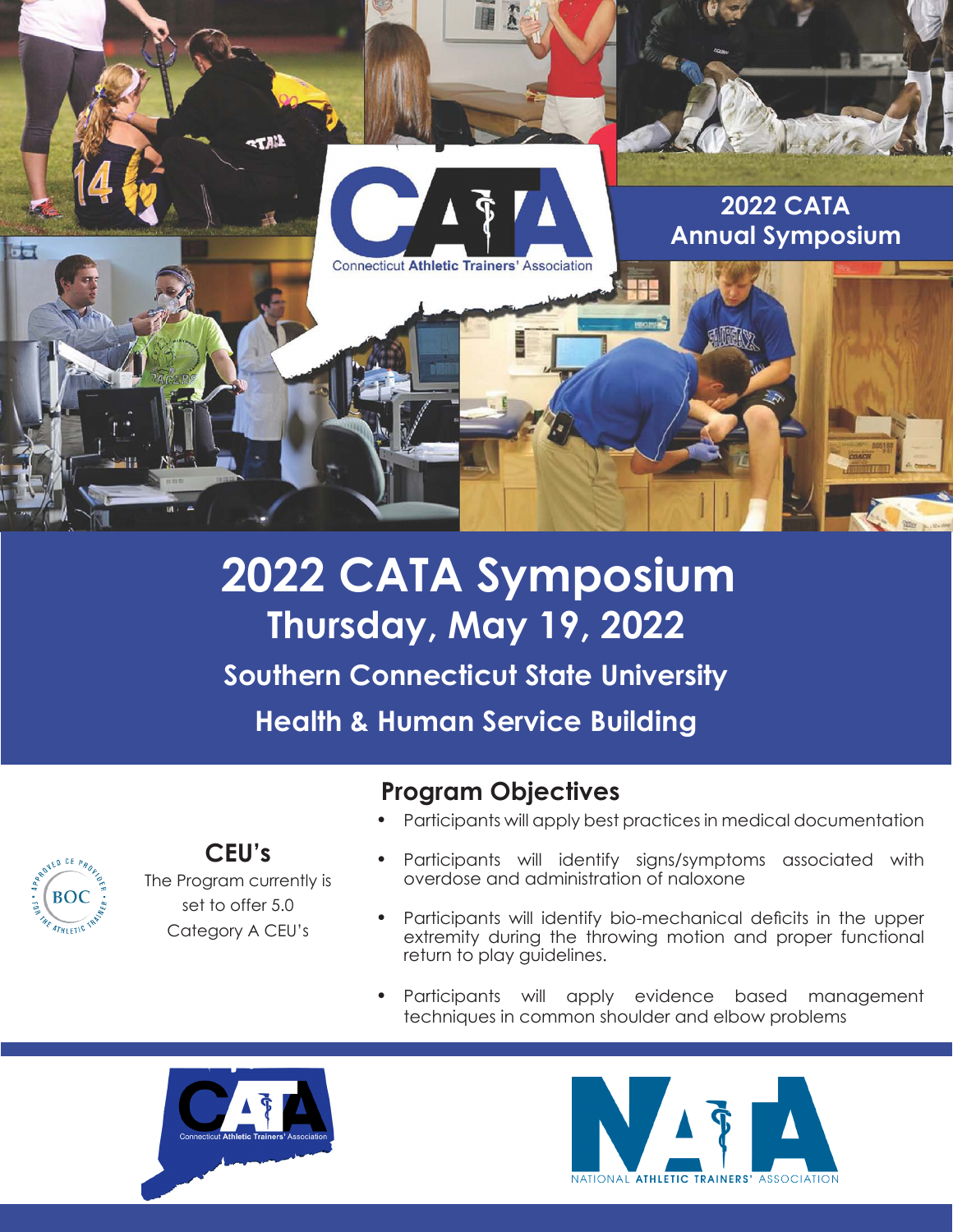Connecticut Athletic Trainers' Association

2022 CATA Annual Symposium

# 2022 CATA Symposium

## Thursday, May 19, 2022

### Southern Connecticut State University

### Health & Human Service Building

## CEU's

The Program currently is set to offer 5.0 Category A CEU's

## Program Objectives

- Participants will apply best practices in medical documentation
- Participants will identify signs/symptoms associated with overdose and administration of naloxone
- Participants will identify bio-mechanical deficits in the upper extremity during the throwing motion and proper functional return to play guidelines.
- Participants will apply evidence based management techniques in common shoulder and elbow problems

Connecticut Athletic Trainers' Association

NATIONAL ATHLETIC TRAINERS' ASSOCIATION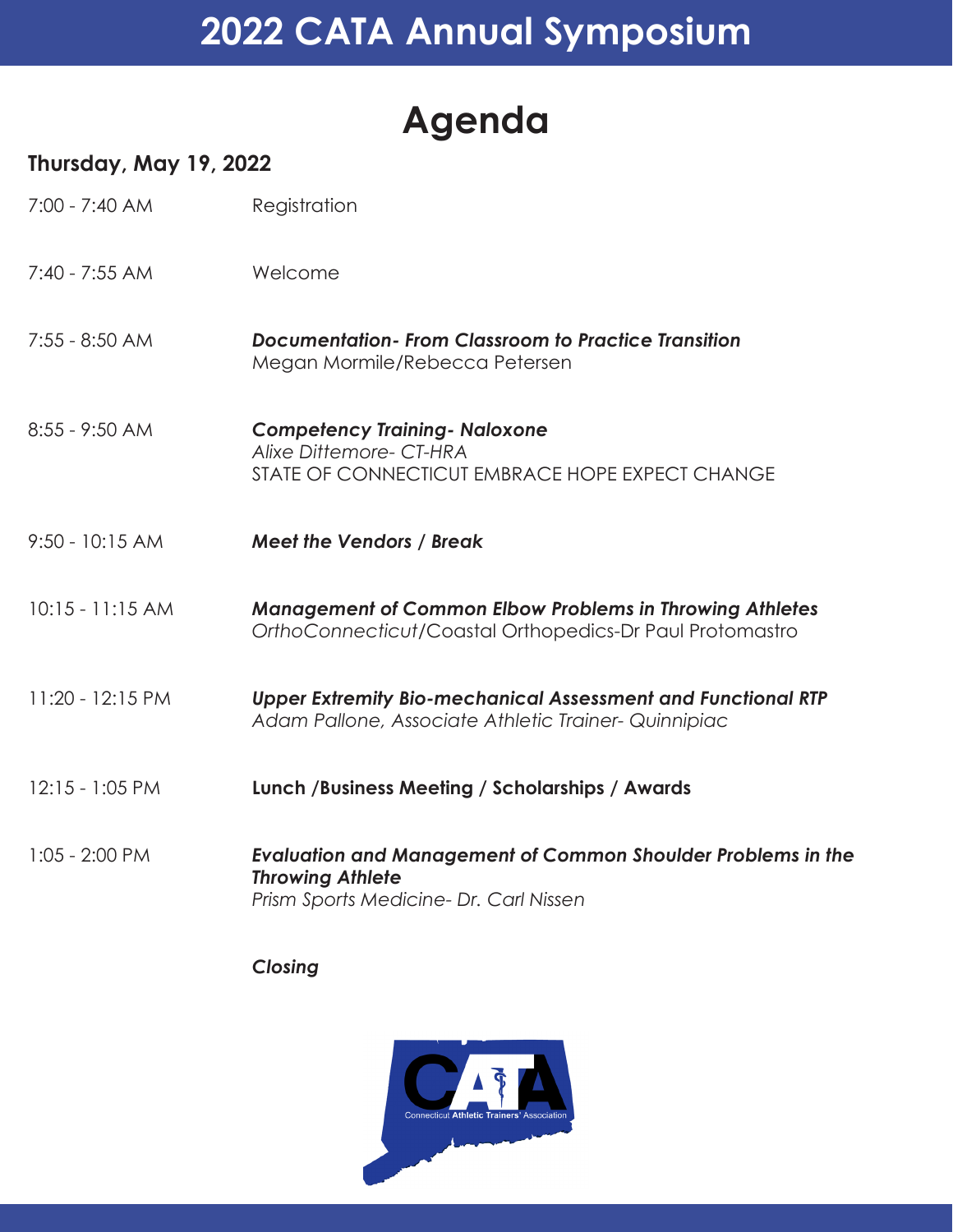# 2022 CATA Annual Symposium

## Agenda

### Thursday, May 19, 2022

| | |
|---|---|
| 7:00 - 7:40 AM | Registration |
| 7:40 - 7:55 AM | Welcome |
| 7:55 - 8:50 AM | ***Documentation- From Classroom to Practice Transition*** <br> Megan Mormile/Rebecca Petersen |
| 8:55 - 9:50 AM | ***Competency Training- Naloxone*** <br> *Alixe Dittemore- CT-HRA* <br> STATE OF CONNECTICUT EMBRACE HOPE EXPECT CHANGE |
| 9:50 - 10:15 AM | ***Meet the Vendors / Break*** |
| 10:15 - 11:15 AM | ***Management of Common Elbow Problems in Throwing Athletes*** <br> *OrthoConnecticut*/Coastal Orthopedics-Dr Paul Protomastro |
| 11:20 - 12:15 PM | ***Upper Extremity Bio-mechanical Assessment and Functional RTP*** <br> *Adam Pallone, Associate Athletic Trainer- Quinnipiac* |
| 12:15 - 1:05 PM | **Lunch /Business Meeting / Scholarships / Awards** |
| 1:05 - 2:00 PM | ***Evaluation and Management of Common Shoulder Problems in the Throwing Athlete*** <br> *Prism Sports Medicine- Dr. Carl Nissen* |
| | ***Closing*** |

CATA

Connecticut Athletic Trainers' Association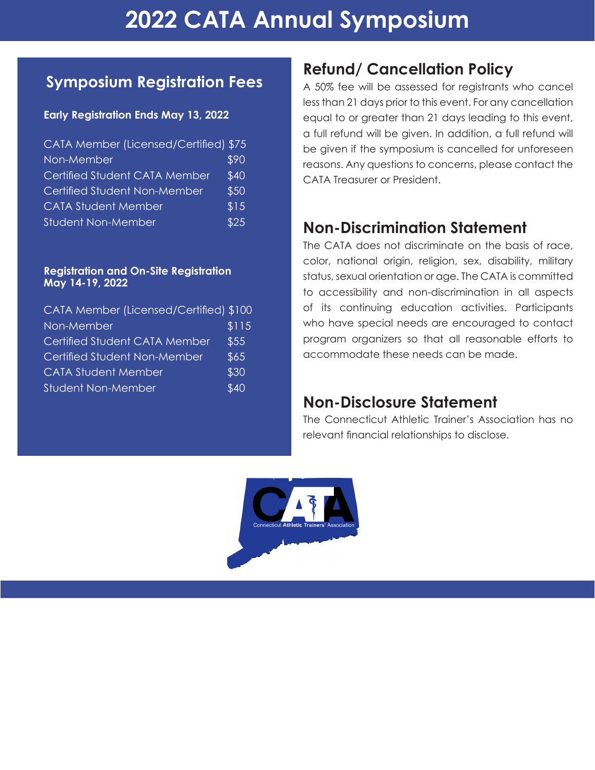# 2022 CATA Annual Symposium

## Symposium Registration Fees

**Early Registration Ends May 13, 2022**

| | |
|---|---|
| CATA Member (Licensed/Certified) | $75 |
| Non-Member | $90 |
| Certified Student CATA Member | $40 |
| Certified Student Non-Member | $50 |
| CATA Student Member | $15 |
| Student Non-Member | $25 |

**Registration and On-Site Registration May 14-19, 2022**

| | |
|---|---|
| CATA Member (Licensed/Certified) | $100 |
| Non-Member | $115 |
| Certified Student CATA Member | $55 |
| Certified Student Non-Member | $65 |
| CATA Student Member | $30 |
| Student Non-Member | $40 |

## Refund/ Cancellation Policy

A 50% fee will be assessed for registrants who cancel less than 21 days prior to this event. For any cancellation equal to or greater than 21 days leading to this event, a full refund will be given. In addition, a full refund will be given if the symposium is cancelled for unforeseen reasons. Any questions to concerns, please contact the CATA Treasurer or President.

## Non-Discrimination Statement

The CATA does not discriminate on the basis of race, color, national origin, religion, sex, disability, military status, sexual orientation or age. The CATA is committed to accessibility and non-discrimination in all aspects of its continuing education activities. Participants who have special needs are encouraged to contact program organizers so that all reasonable efforts to accommodate these needs can be made.

## Non-Disclosure Statement

The Connecticut Athletic Trainer's Association has no relevant financial relationships to disclose.

CATA
Connecticut Athletic Trainers' Association